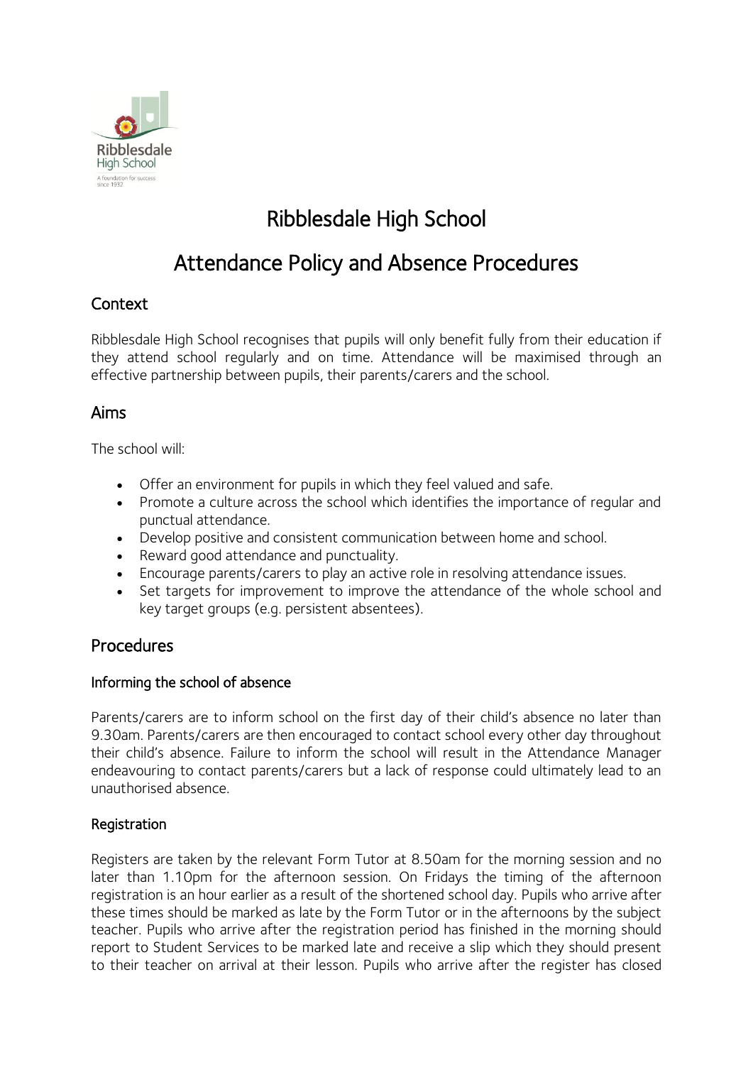# Ribblesdale High School

# Attendance Policy and Absence Procedures

## Context

Ribblesdale High School recognises that pupils will only benefit fully from their education if they attend school regularly and on time. Attendance will be maximised through an effective partnership between pupils, their parents/carers and the school.

## Aims

The school will:

- Offer an environment for pupils in which they feel valued and safe.
- Promote a culture across the school which identifies the importance of regular and punctual attendance.
- Develop positive and consistent communication between home and school.
- Reward good attendance and punctuality.
- Encourage parents/carers to play an active role in resolving attendance issues.
- Set targets for improvement to improve the attendance of the whole school and key target groups (e.g. persistent absentees).

## Procedures

### Informing the school of absence

Parents/carers are to inform school on the first day of their child's absence no later than 9.30am. Parents/carers are then encouraged to contact school every other day throughout their child's absence. Failure to inform the school will result in the Attendance Manager endeavouring to contact parents/carers but a lack of response could ultimately lead to an unauthorised absence.

### Registration

Registers are taken by the relevant Form Tutor at 8.50am for the morning session and no later than 1.10pm for the afternoon session. On Fridays the timing of the afternoon registration is an hour earlier as a result of the shortened school day. Pupils who arrive after these times should be marked as late by the Form Tutor or in the afternoons by the subject teacher. Pupils who arrive after the registration period has finished in the morning should report to Student Services to be marked late and receive a slip which they should present to their teacher on arrival at their lesson. Pupils who arrive after the register has closed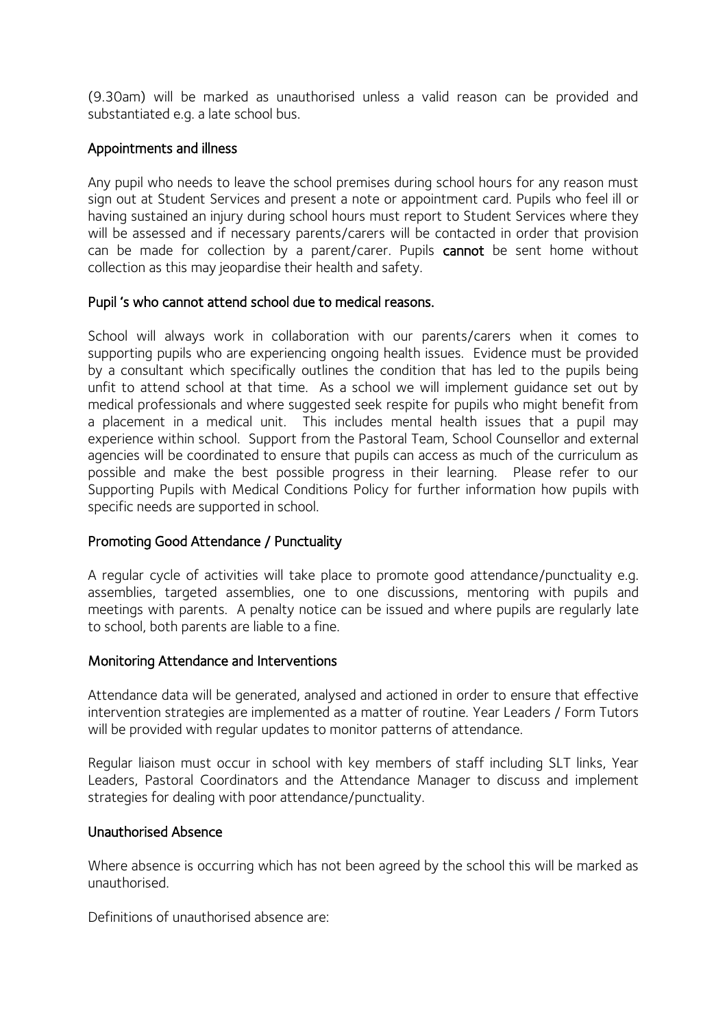(9.30am) will be marked as unauthorised unless a valid reason can be provided and substantiated e.g. a late school bus.

### Appointments and illness

Any pupil who needs to leave the school premises during school hours for any reason must sign out at Student Services and present a note or appointment card. Pupils who feel ill or having sustained an injury during school hours must report to Student Services where they will be assessed and if necessary parents/carers will be contacted in order that provision can be made for collection by a parent/carer. Pupils **cannot** be sent home without collection as this may jeopardise their health and safety.

### Pupil 's who cannot attend school due to medical reasons.

School will always work in collaboration with our parents/carers when it comes to supporting pupils who are experiencing ongoing health issues. Evidence must be provided by a consultant which specifically outlines the condition that has led to the pupils being unfit to attend school at that time. As a school we will implement guidance set out by medical professionals and where suggested seek respite for pupils who might benefit from a placement in a medical unit. This includes mental health issues that a pupil may experience within school. Support from the Pastoral Team, School Counsellor and external agencies will be coordinated to ensure that pupils can access as much of the curriculum as possible and make the best possible progress in their learning. Please refer to our Supporting Pupils with Medical Conditions Policy for further information how pupils with specific needs are supported in school.

### Promoting Good Attendance / Punctuality

A regular cycle of activities will take place to promote good attendance/punctuality e.g. assemblies, targeted assemblies, one to one discussions, mentoring with pupils and meetings with parents. A penalty notice can be issued and where pupils are regularly late to school, both parents are liable to a fine.

### Monitoring Attendance and Interventions

Attendance data will be generated, analysed and actioned in order to ensure that effective intervention strategies are implemented as a matter of routine. Year Leaders / Form Tutors will be provided with regular updates to monitor patterns of attendance.

Regular liaison must occur in school with key members of staff including SLT links, Year Leaders, Pastoral Coordinators and the Attendance Manager to discuss and implement strategies for dealing with poor attendance/punctuality.

### Unauthorised Absence

Where absence is occurring which has not been agreed by the school this will be marked as unauthorised.

Definitions of unauthorised absence are: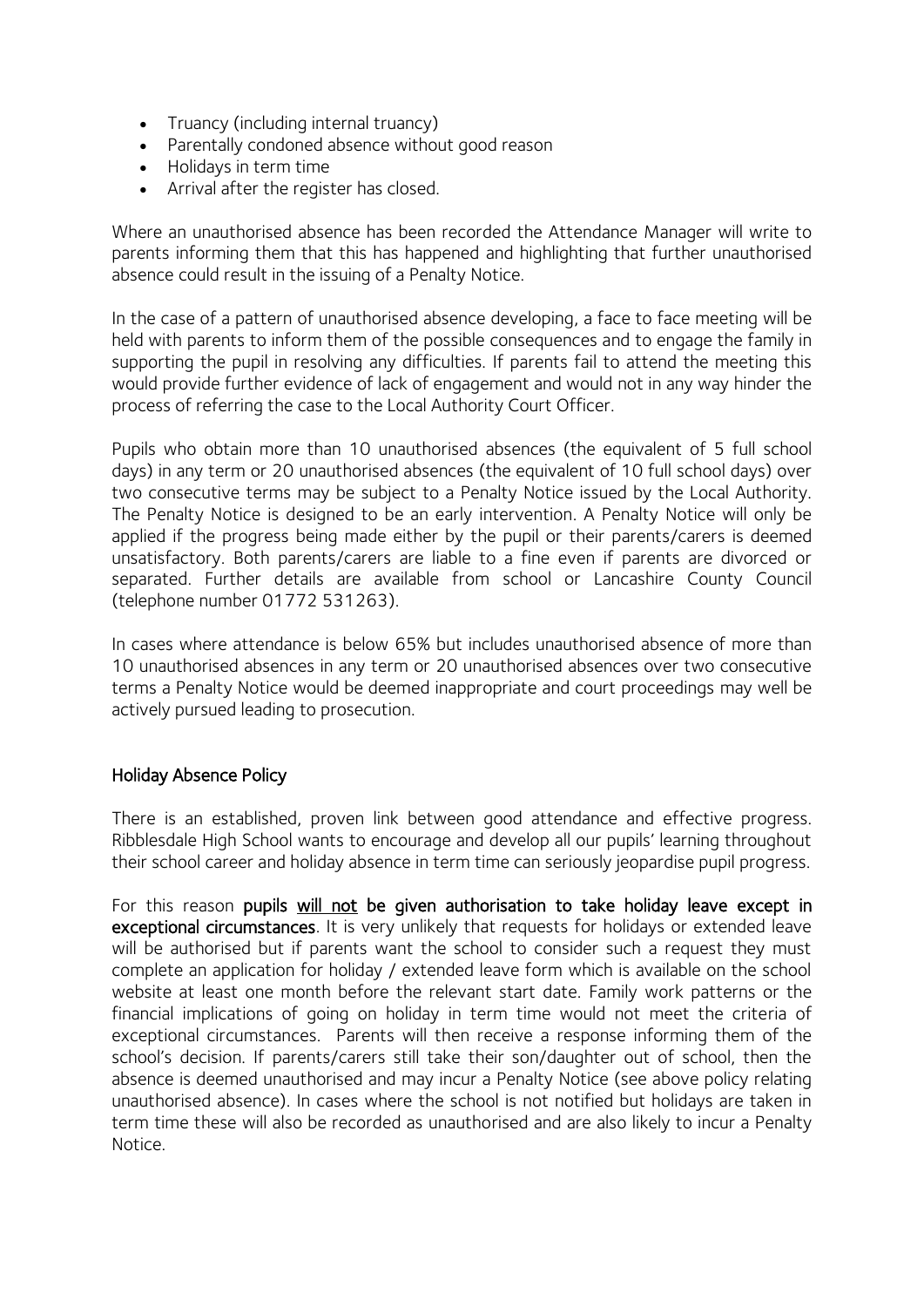- Truancy (including internal truancy)
- Parentally condoned absence without good reason
- Holidays in term time
- Arrival after the register has closed.

Where an unauthorised absence has been recorded the Attendance Manager will write to parents informing them that this has happened and highlighting that further unauthorised absence could result in the issuing of a Penalty Notice.

In the case of a pattern of unauthorised absence developing, a face to face meeting will be held with parents to inform them of the possible consequences and to engage the family in supporting the pupil in resolving any difficulties. If parents fail to attend the meeting this would provide further evidence of lack of engagement and would not in any way hinder the process of referring the case to the Local Authority Court Officer.

Pupils who obtain more than 10 unauthorised absences (the equivalent of 5 full school days) in any term or 20 unauthorised absences (the equivalent of 10 full school days) over two consecutive terms may be subject to a Penalty Notice issued by the Local Authority. The Penalty Notice is designed to be an early intervention. A Penalty Notice will only be applied if the progress being made either by the pupil or their parents/carers is deemed unsatisfactory. Both parents/carers are liable to a fine even if parents are divorced or separated. Further details are available from school or Lancashire County Council (telephone number 01772 531263).

In cases where attendance is below 65% but includes unauthorised absence of more than 10 unauthorised absences in any term or 20 unauthorised absences over two consecutive terms a Penalty Notice would be deemed inappropriate and court proceedings may well be actively pursued leading to prosecution.

## Holiday Absence Policy

There is an established, proven link between good attendance and effective progress. Ribblesdale High School wants to encourage and develop all our pupils' learning throughout their school career and holiday absence in term time can seriously jeopardise pupil progress.

For this reason **pupils <u>will not</u> be given authorisation to take holiday leave except in exceptional circumstances**. It is very unlikely that requests for holidays or extended leave will be authorised but if parents want the school to consider such a request they must complete an application for holiday / extended leave form which is available on the school website at least one month before the relevant start date. Family work patterns or the financial implications of going on holiday in term time would not meet the criteria of exceptional circumstances. Parents will then receive a response informing them of the school's decision. If parents/carers still take their son/daughter out of school, then the absence is deemed unauthorised and may incur a Penalty Notice (see above policy relating unauthorised absence). In cases where the school is not notified but holidays are taken in term time these will also be recorded as unauthorised and are also likely to incur a Penalty Notice.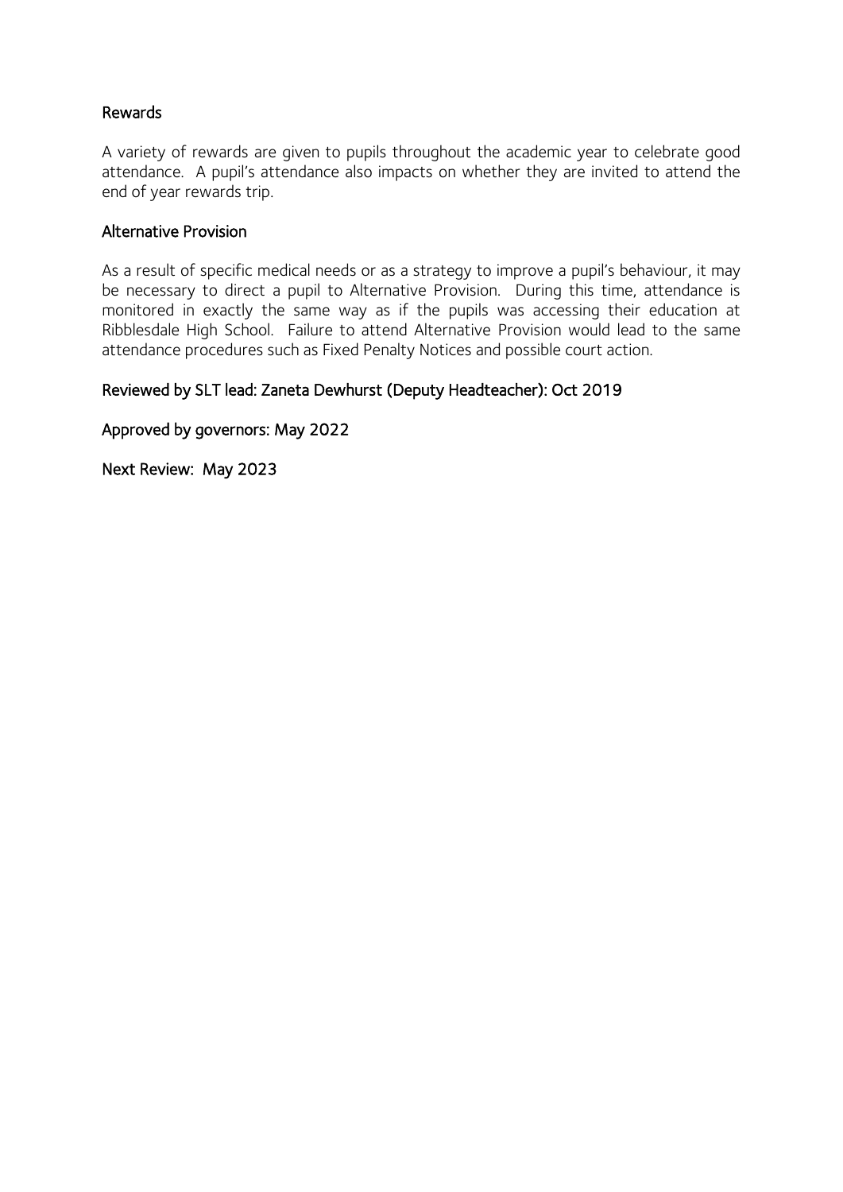### Rewards

A variety of rewards are given to pupils throughout the academic year to celebrate good attendance. A pupil's attendance also impacts on whether they are invited to attend the end of year rewards trip.

### Alternative Provision

As a result of specific medical needs or as a strategy to improve a pupil's behaviour, it may be necessary to direct a pupil to Alternative Provision. During this time, attendance is monitored in exactly the same way as if the pupils was accessing their education at Ribblesdale High School. Failure to attend Alternative Provision would lead to the same attendance procedures such as Fixed Penalty Notices and possible court action.

Reviewed by SLT lead: Zaneta Dewhurst (Deputy Headteacher): Oct 2019

Approved by governors: May 2022

Next Review: May 2023